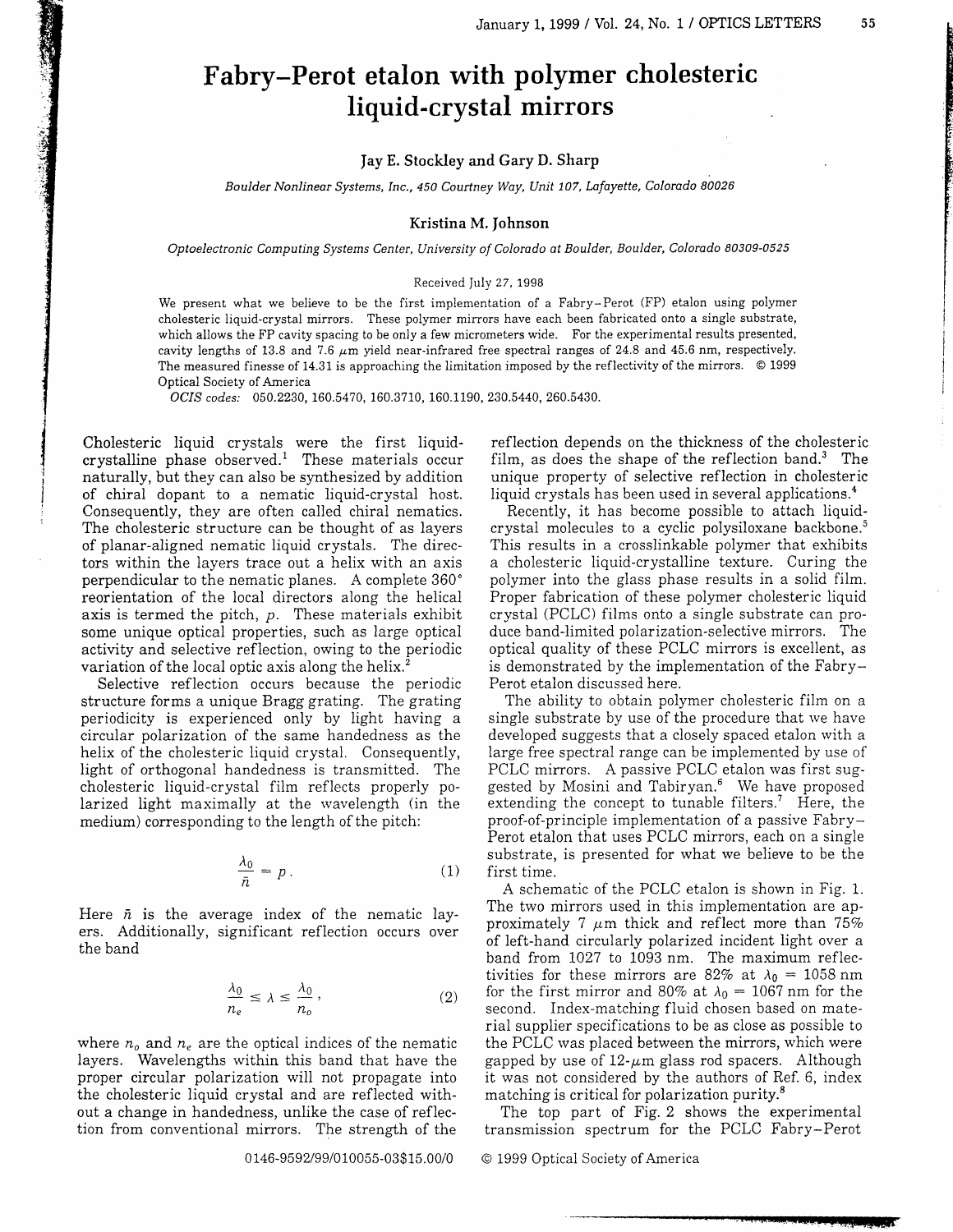# Fabry–Perot etalon with polymer cholesteric liquid-crystal mirrors

**Jay E. Stockley and Gary D. Sharp**

*Boulder Nonlinear Systems, Inc., 450 Courtney Way, Unit 107, Lafayette, Colorado 80026*

**Kristina M. Johnson**

*Optoelectronic Computing Systems Center, University of Colorado at Boulder, Boulder, Colorado 80309-0525*

Received July 27, 1998

We present what we believe to be the first implementation of a Fabry–Perot (FP) etalon using polymer cholesteric liquid-crystal mirrors. These polymer mirrors have each been fabricated onto a single substrate, which allows the FP cavity spacing to be only a few micrometers wide. For the experimental results presented, cavity lengths of 13.8 and 7.6 $\mu$m yield near-infrared free spectral ranges of 24.8 and 45.6 nm, respectively. The measured finesse of 14.31 is approaching the limitation imposed by the reflectivity of the mirrors. © 1999 Optical Society of America

*OCIS codes:* 050.2230, 160.5470, 160.3710, 160.1190, 230.5440, 260.5430.

Cholesteric liquid crystals were the first liquid-crystalline phase observed.[1] These materials occur naturally, but they can also be synthesized by addition of chiral dopant to a nematic liquid-crystal host. Consequently, they are often called chiral nematics. The cholesteric structure can be thought of as layers of planar-aligned nematic liquid crystals. The directors within the layers trace out a helix with an axis perpendicular to the nematic planes. A complete 360° reorientation of the local directors along the helical axis is termed the pitch, $p$. These materials exhibit some unique optical properties, such as large optical activity and selective reflection, owing to the periodic variation of the local optic axis along the helix.[2]

Selective reflection occurs because the periodic structure forms a unique Bragg grating. The grating periodicity is experienced only by light having a circular polarization of the same handedness as the helix of the cholesteric liquid crystal. Consequently, light of orthogonal handedness is transmitted. The cholesteric liquid-crystal film reflects properly polarized light maximally at the wavelength (in the medium) corresponding to the length of the pitch:

$$\frac{\lambda_0}{\bar{n}} = p\,. \tag{1}$$

Here $\bar{n}$ is the average index of the nematic layers. Additionally, significant reflection occurs over the band

$$\frac{\lambda_0}{n_e} \leq \lambda \leq \frac{\lambda_0}{n_o}\,, \tag{2}$$

where $n_o$ and $n_e$ are the optical indices of the nematic layers. Wavelengths within this band that have the proper circular polarization will not propagate into the cholesteric liquid crystal and are reflected without a change in handedness, unlike the case of reflection from conventional mirrors. The strength of the reflection depends on the thickness of the cholesteric film, as does the shape of the reflection band.[3] The unique property of selective reflection in cholesteric liquid crystals has been used in several applications.[4]

Recently, it has become possible to attach liquid-crystal molecules to a cyclic polysiloxane backbone.[5] This results in a crosslinkable polymer that exhibits a cholesteric liquid-crystalline texture. Curing the polymer into the glass phase results in a solid film. Proper fabrication of these polymer cholesteric liquid crystal (PCLC) films onto a single substrate can produce band-limited polarization-selective mirrors. The optical quality of these PCLC mirrors is excellent, as is demonstrated by the implementation of the Fabry–Perot etalon discussed here.

The ability to obtain polymer cholesteric film on a single substrate by use of the procedure that we have developed suggests that a closely spaced etalon with a large free spectral range can be implemented by use of PCLC mirrors. A passive PCLC etalon was first suggested by Mosini and Tabiryan.[6] We have proposed extending the concept to tunable filters.[7] Here, the proof-of-principle implementation of a passive Fabry–Perot etalon that uses PCLC mirrors, each on a single substrate, is presented for what we believe to be the first time.

A schematic of the PCLC etalon is shown in Fig. 1. The two mirrors used in this implementation are approximately 7 $\mu$m thick and reflect more than 75% of left-hand circularly polarized incident light over a band from 1027 to 1093 nm. The maximum reflectivities for these mirrors are 82% at $\lambda_0 = 1058$ nm for the first mirror and 80% at $\lambda_0 = 1067$ nm for the second. Index-matching fluid chosen based on material supplier specifications to be as close as possible to the PCLC was placed between the mirrors, which were gapped by use of 12-$\mu$m glass rod spacers. Although it was not considered by the authors of Ref. 6, index matching is critical for polarization purity.[8]

The top part of Fig. 2 shows the experimental transmission spectrum for the PCLC Fabry–Perot

0146-9592/99/010055-03$15.00/0 © 1999 Optical Society of America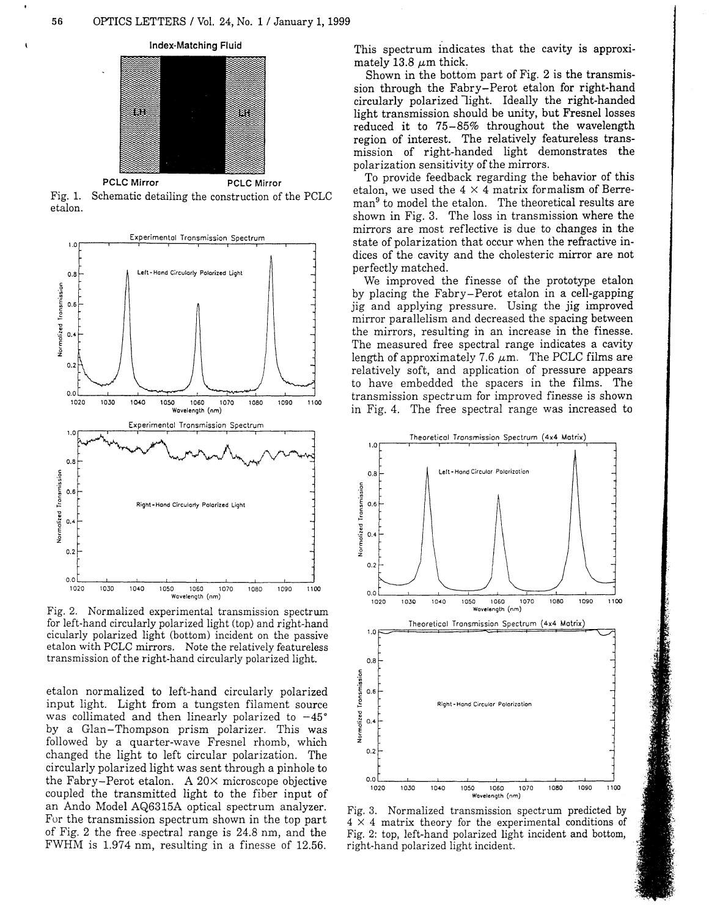Index-Matching Fluid

PCLC Mirror PCLC Mirror

Fig. 1. Schematic detailing the construction of the PCLC etalon.

Fig. 2. Normalized experimental transmission spectrum for left-hand circularly polarized light (top) and right-hand cicularly polarized light (bottom) incident on the passive etalon with PCLC mirrors. Note the relatively featureless transmission of the right-hand circularly polarized light.

etalon normalized to left-hand circularly polarized input light. Light from a tungsten filament source was collimated and then linearly polarized to −45° by a Glan–Thompson prism polarizer. This was followed by a quarter-wave Fresnel rhomb, which changed the light to left circular polarization. The circularly polarized light was sent through a pinhole to the Fabry–Perot etalon. A 20× microscope objective coupled the transmitted light to the fiber input of an Ando Model AQ6315A optical spectrum analyzer. For the transmission spectrum shown in the top part of Fig. 2 the free spectral range is 24.8 nm, and the FWHM is 1.974 nm, resulting in a finesse of 12.56. This spectrum indicates that the cavity is approximately 13.8 $\mu$m thick.

Shown in the bottom part of Fig. 2 is the transmission through the Fabry–Perot etalon for right-hand circularly polarized light. Ideally the right-handed light transmission should be unity, but Fresnel losses reduced it to 75–85% throughout the wavelength region of interest. The relatively featureless transmission of right-handed light demonstrates the polarization sensitivity of the mirrors.

To provide feedback regarding the behavior of this etalon, we used the $4 \times 4$ matrix formalism of Berreman[9] to model the etalon. The theoretical results are shown in Fig. 3. The loss in transmission where the mirrors are most reflective is due to changes in the state of polarization that occur when the refractive indices of the cavity and the cholesteric mirror are not perfectly matched.

We improved the finesse of the prototype etalon by placing the Fabry–Perot etalon in a cell-gapping jig and applying pressure. Using the jig improved mirror parallelism and decreased the spacing between the mirrors, resulting in an increase in the finesse. The measured free spectral range indicates a cavity length of approximately 7.6 $\mu$m. The PCLC films are relatively soft, and application of pressure appears to have embedded the spacers in the films. The transmission spectrum for improved finesse is shown in Fig. 4. The free spectral range was increased to

Fig. 3. Normalized transmission spectrum predicted by $4 \times 4$ matrix theory for the experimental conditions of Fig. 2: top, left-hand polarized light incident and bottom, right-hand polarized light incident.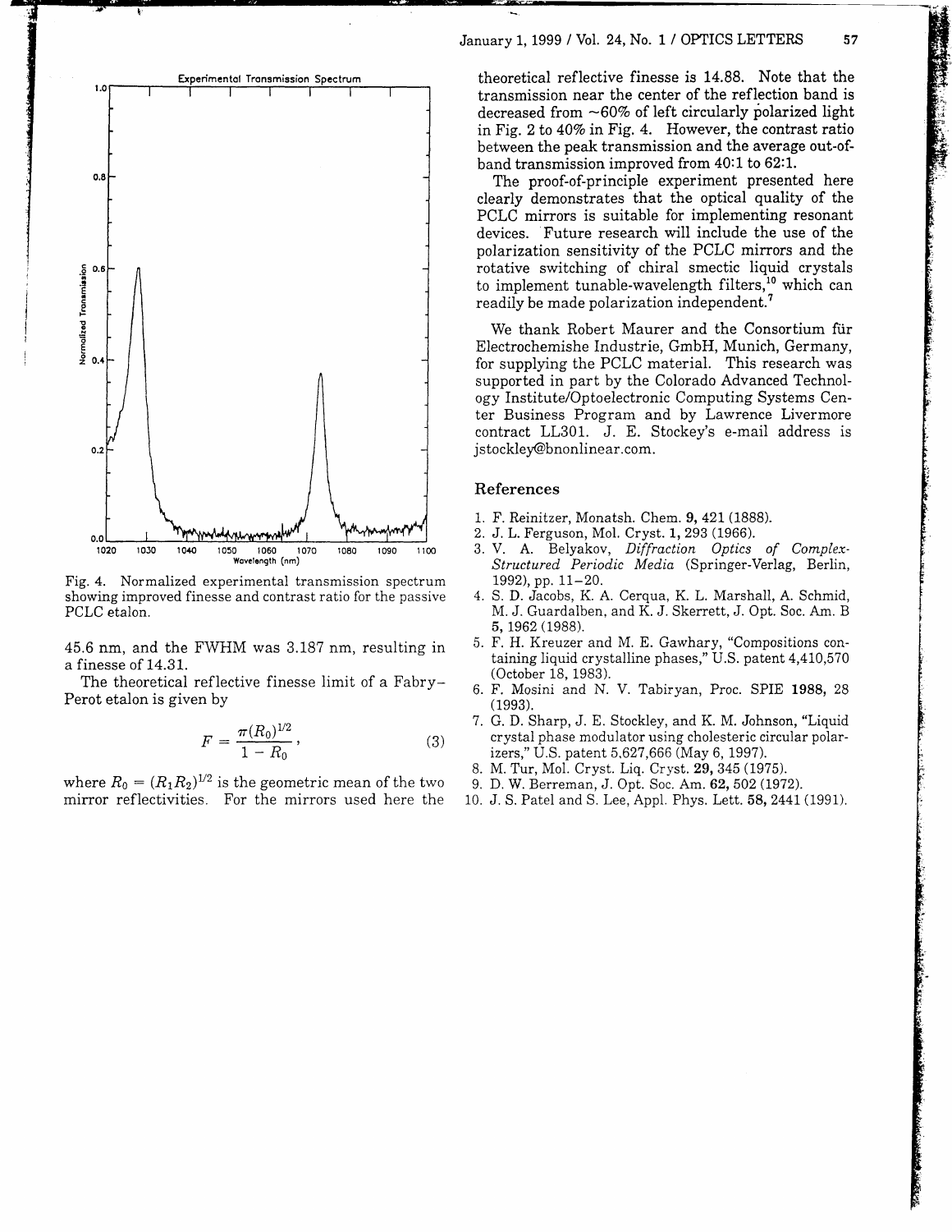Experimental Transmission Spectrum

1.0

0.8

0.6

0.4

0.2

0.0

Normalized Transmission

1020 1030 1040 1050 1060 1070 1080 1090 1100

Wavelength (nm)

Fig. 4. Normalized experimental transmission spectrum showing improved finesse and contrast ratio for the passive PCLC etalon.

45.6 nm, and the FWHM was 3.187 nm, resulting in a finesse of 14.31.

The theoretical reflective finesse limit of a Fabry–Perot etalon is given by

$$F = \frac{\pi(R_0)^{1/2}}{1 - R_0}, \tag{3}$$

where $R_0 = (R_1 R_2)^{1/2}$ is the geometric mean of the two mirror reflectivities. For the mirrors used here the theoretical reflective finesse is 14.88. Note that the transmission near the center of the reflection band is decreased from ~60% of left circularly polarized light in Fig. 2 to 40% in Fig. 4. However, the contrast ratio between the peak transmission and the average out-of-band transmission improved from 40:1 to 62:1.

The proof-of-principle experiment presented here clearly demonstrates that the optical quality of the PCLC mirrors is suitable for implementing resonant devices. Future research will include the use of the polarization sensitivity of the PCLC mirrors and the rotative switching of chiral smectic liquid crystals to implement tunable-wavelength filters,[10] which can readily be made polarization independent.[7]

We thank Robert Maurer and the Consortium für Electrochemishe Industrie, GmbH, Munich, Germany, for supplying the PCLC material. This research was supported in part by the Colorado Advanced Technology Institute/Optoelectronic Computing Systems Center Business Program and by Lawrence Livermore contract LL301. J. E. Stockey's e-mail address is jstockley@bnonlinear.com.

## References

1. F. Reinitzer, Monatsh. Chem. **9**, 421 (1888).
2. J. L. Ferguson, Mol. Cryst. **1**, 293 (1966).
3. V. A. Belyakov, *Diffraction Optics of Complex-Structured Periodic Media* (Springer-Verlag, Berlin, 1992), pp. 11–20.
4. S. D. Jacobs, K. A. Cerqua, K. L. Marshall, A. Schmid, M. J. Guardalben, and K. J. Skerrett, J. Opt. Soc. Am. B **5**, 1962 (1988).
5. F. H. Kreuzer and M. E. Gawhary, "Compositions containing liquid crystalline phases," U.S. patent 4,410,570 (October 18, 1983).
6. F. Mosini and N. V. Tabiryan, Proc. SPIE **1988**, 28 (1993).
7. G. D. Sharp, J. E. Stockley, and K. M. Johnson, "Liquid crystal phase modulator using cholesteric circular polarizers," U.S. patent 5,627,666 (May 6, 1997).
8. M. Tur, Mol. Cryst. Liq. Cryst. **29**, 345 (1975).
9. D. W. Berreman, J. Opt. Soc. Am. **62**, 502 (1972).
10. J. S. Patel and S. Lee, Appl. Phys. Lett. **58**, 2441 (1991).